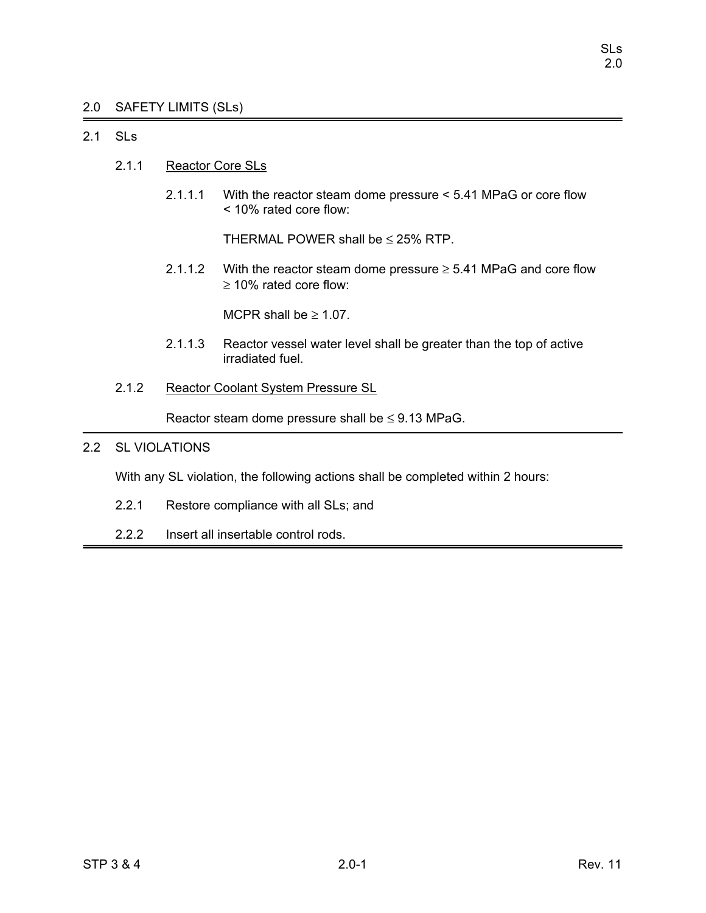# 2.0 SAFETY LIMITS (SLs)

## 2.1 SLs

### 2.1.1 Reactor Core SLs

2.1.1.1 With the reactor steam dome pressure < 5.41 MPaG or core flow < 10% rated core flow:

THERMAL POWER shall be ≤ 25% RTP.

2.1.1.2 With the reactor steam dome pressure ≥ 5.41 MPaG and core flow ≥ 10% rated core flow:

MCPR shall be ≥ 1.07.

2.1.1.3 Reactor vessel water level shall be greater than the top of active irradiated fuel.

### 2.1.2 Reactor Coolant System Pressure SL

Reactor steam dome pressure shall be ≤ 9.13 MPaG.

## 2.2 SL VIOLATIONS

With any SL violation, the following actions shall be completed within 2 hours:

2.2.1 Restore compliance with all SLs; and

2.2.2 Insert all insertable control rods.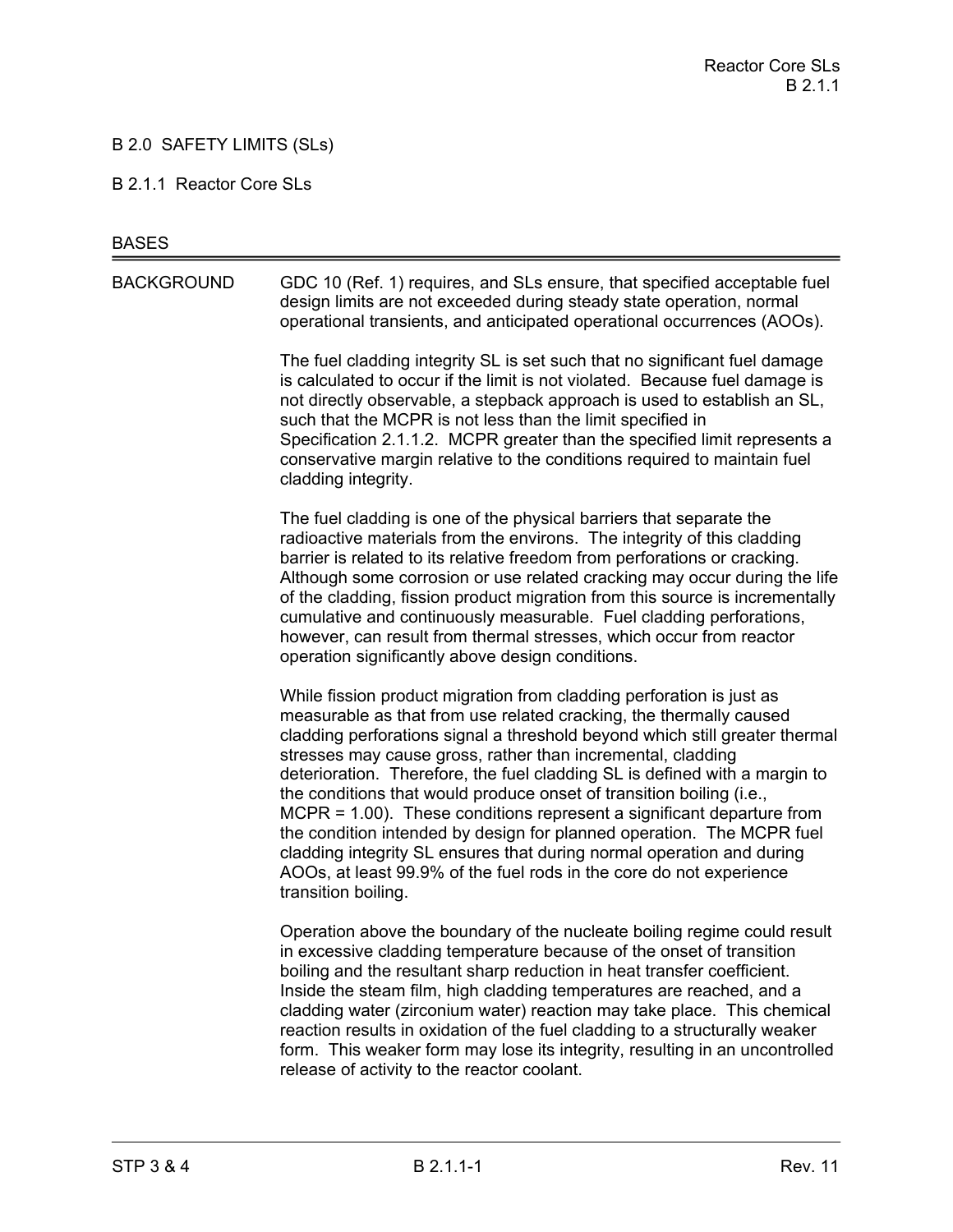# B 2.0 SAFETY LIMITS (SLs)

## B 2.1.1 Reactor Core SLs

### BASES

**BACKGROUND**

GDC 10 (Ref. 1) requires, and SLs ensure, that specified acceptable fuel design limits are not exceeded during steady state operation, normal operational transients, and anticipated operational occurrences (AOOs).

The fuel cladding integrity SL is set such that no significant fuel damage is calculated to occur if the limit is not violated. Because fuel damage is not directly observable, a stepback approach is used to establish an SL, such that the MCPR is not less than the limit specified in Specification 2.1.1.2. MCPR greater than the specified limit represents a conservative margin relative to the conditions required to maintain fuel cladding integrity.

The fuel cladding is one of the physical barriers that separate the radioactive materials from the environs. The integrity of this cladding barrier is related to its relative freedom from perforations or cracking. Although some corrosion or use related cracking may occur during the life of the cladding, fission product migration from this source is incrementally cumulative and continuously measurable. Fuel cladding perforations, however, can result from thermal stresses, which occur from reactor operation significantly above design conditions.

While fission product migration from cladding perforation is just as measurable as that from use related cracking, the thermally caused cladding perforations signal a threshold beyond which still greater thermal stresses may cause gross, rather than incremental, cladding deterioration. Therefore, the fuel cladding SL is defined with a margin to the conditions that would produce onset of transition boiling (i.e., MCPR = 1.00). These conditions represent a significant departure from the condition intended by design for planned operation. The MCPR fuel cladding integrity SL ensures that during normal operation and during AOOs, at least 99.9% of the fuel rods in the core do not experience transition boiling.

Operation above the boundary of the nucleate boiling regime could result in excessive cladding temperature because of the onset of transition boiling and the resultant sharp reduction in heat transfer coefficient. Inside the steam film, high cladding temperatures are reached, and a cladding water (zirconium water) reaction may take place. This chemical reaction results in oxidation of the fuel cladding to a structurally weaker form. This weaker form may lose its integrity, resulting in an uncontrolled release of activity to the reactor coolant.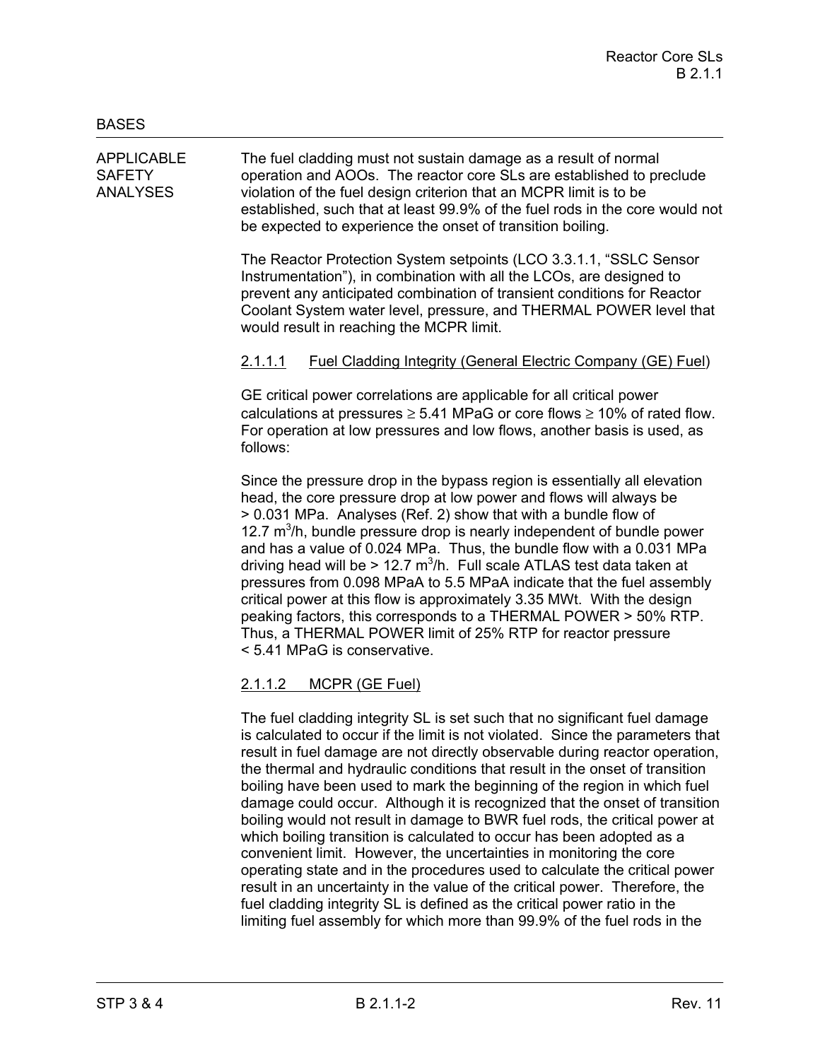BASES

APPLICABLE SAFETY ANALYSES

The fuel cladding must not sustain damage as a result of normal operation and AOOs. The reactor core SLs are established to preclude violation of the fuel design criterion that an MCPR limit is to be established, such that at least 99.9% of the fuel rods in the core would not be expected to experience the onset of transition boiling.

The Reactor Protection System setpoints (LCO 3.3.1.1, "SSLC Sensor Instrumentation"), in combination with all the LCOs, are designed to prevent any anticipated combination of transient conditions for Reactor Coolant System water level, pressure, and THERMAL POWER level that would result in reaching the MCPR limit.

2.1.1.1 Fuel Cladding Integrity (General Electric Company (GE) Fuel)

GE critical power correlations are applicable for all critical power calculations at pressures ≥ 5.41 MPaG or core flows ≥ 10% of rated flow. For operation at low pressures and low flows, another basis is used, as follows:

Since the pressure drop in the bypass region is essentially all elevation head, the core pressure drop at low power and flows will always be > 0.031 MPa. Analyses (Ref. 2) show that with a bundle flow of 12.7 $m^3$/h, bundle pressure drop is nearly independent of bundle power and has a value of 0.024 MPa. Thus, the bundle flow with a 0.031 MPa driving head will be > 12.7 $m^3$/h. Full scale ATLAS test data taken at pressures from 0.098 MPaA to 5.5 MPaA indicate that the fuel assembly critical power at this flow is approximately 3.35 MWt. With the design peaking factors, this corresponds to a THERMAL POWER > 50% RTP. Thus, a THERMAL POWER limit of 25% RTP for reactor pressure < 5.41 MPaG is conservative.

2.1.1.2 MCPR (GE Fuel)

The fuel cladding integrity SL is set such that no significant fuel damage is calculated to occur if the limit is not violated. Since the parameters that result in fuel damage are not directly observable during reactor operation, the thermal and hydraulic conditions that result in the onset of transition boiling have been used to mark the beginning of the region in which fuel damage could occur. Although it is recognized that the onset of transition boiling would not result in damage to BWR fuel rods, the critical power at which boiling transition is calculated to occur has been adopted as a convenient limit. However, the uncertainties in monitoring the core operating state and in the procedures used to calculate the critical power result in an uncertainty in the value of the critical power. Therefore, the fuel cladding integrity SL is defined as the critical power ratio in the limiting fuel assembly for which more than 99.9% of the fuel rods in the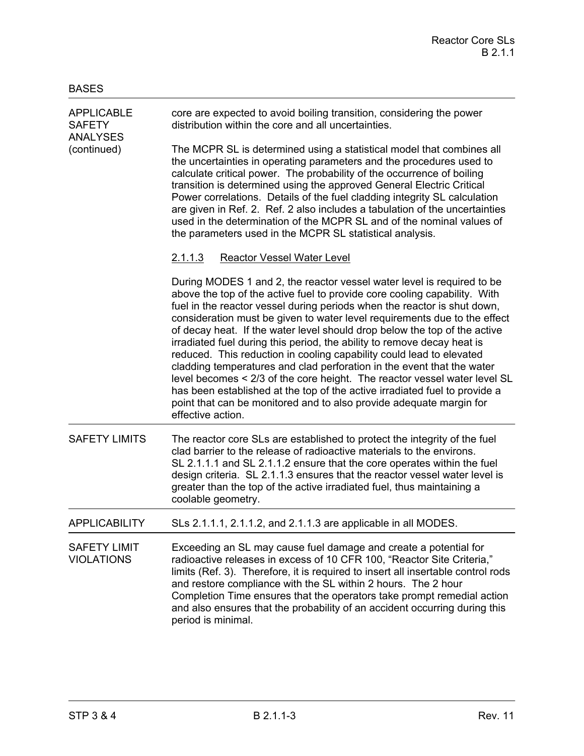BASES

**APPLICABLE SAFETY ANALYSES (continued)**

core are expected to avoid boiling transition, considering the power distribution within the core and all uncertainties.

The MCPR SL is determined using a statistical model that combines all the uncertainties in operating parameters and the procedures used to calculate critical power. The probability of the occurrence of boiling transition is determined using the approved General Electric Critical Power correlations. Details of the fuel cladding integrity SL calculation are given in Ref. 2. Ref. 2 also includes a tabulation of the uncertainties used in the determination of the MCPR SL and of the nominal values of the parameters used in the MCPR SL statistical analysis.

2.1.1.3 Reactor Vessel Water Level

During MODES 1 and 2, the reactor vessel water level is required to be above the top of the active fuel to provide core cooling capability. With fuel in the reactor vessel during periods when the reactor is shut down, consideration must be given to water level requirements due to the effect of decay heat. If the water level should drop below the top of the active irradiated fuel during this period, the ability to remove decay heat is reduced. This reduction in cooling capability could lead to elevated cladding temperatures and clad perforation in the event that the water level becomes < 2/3 of the core height. The reactor vessel water level SL has been established at the top of the active irradiated fuel to provide a point that can be monitored and to also provide adequate margin for effective action.

**SAFETY LIMITS**

The reactor core SLs are established to protect the integrity of the fuel clad barrier to the release of radioactive materials to the environs. SL 2.1.1.1 and SL 2.1.1.2 ensure that the core operates within the fuel design criteria. SL 2.1.1.3 ensures that the reactor vessel water level is greater than the top of the active irradiated fuel, thus maintaining a coolable geometry.

**APPLICABILITY**

SLs 2.1.1.1, 2.1.1.2, and 2.1.1.3 are applicable in all MODES.

**SAFETY LIMIT VIOLATIONS**

Exceeding an SL may cause fuel damage and create a potential for radioactive releases in excess of 10 CFR 100, "Reactor Site Criteria," limits (Ref. 3). Therefore, it is required to insert all insertable control rods and restore compliance with the SL within 2 hours. The 2 hour Completion Time ensures that the operators take prompt remedial action and also ensures that the probability of an accident occurring during this period is minimal.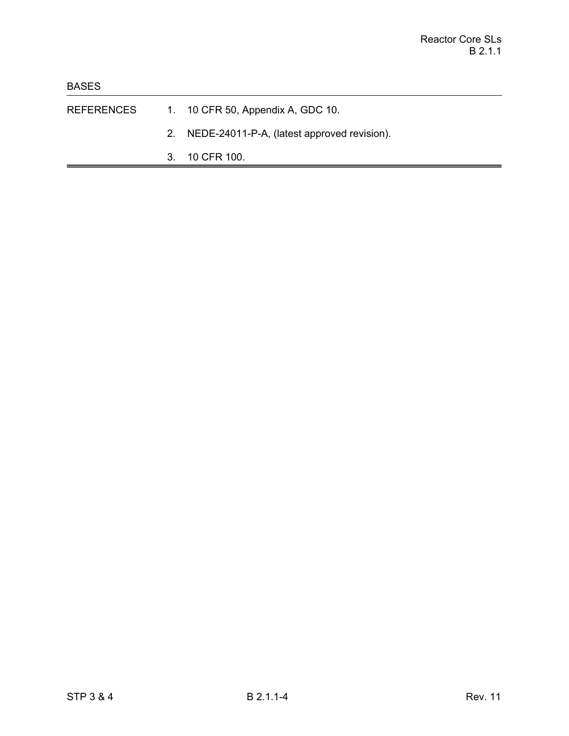BASES

REFERENCES

1. 10 CFR 50, Appendix A, GDC 10.
2. NEDE-24011-P-A, (latest approved revision).
3. 10 CFR 100.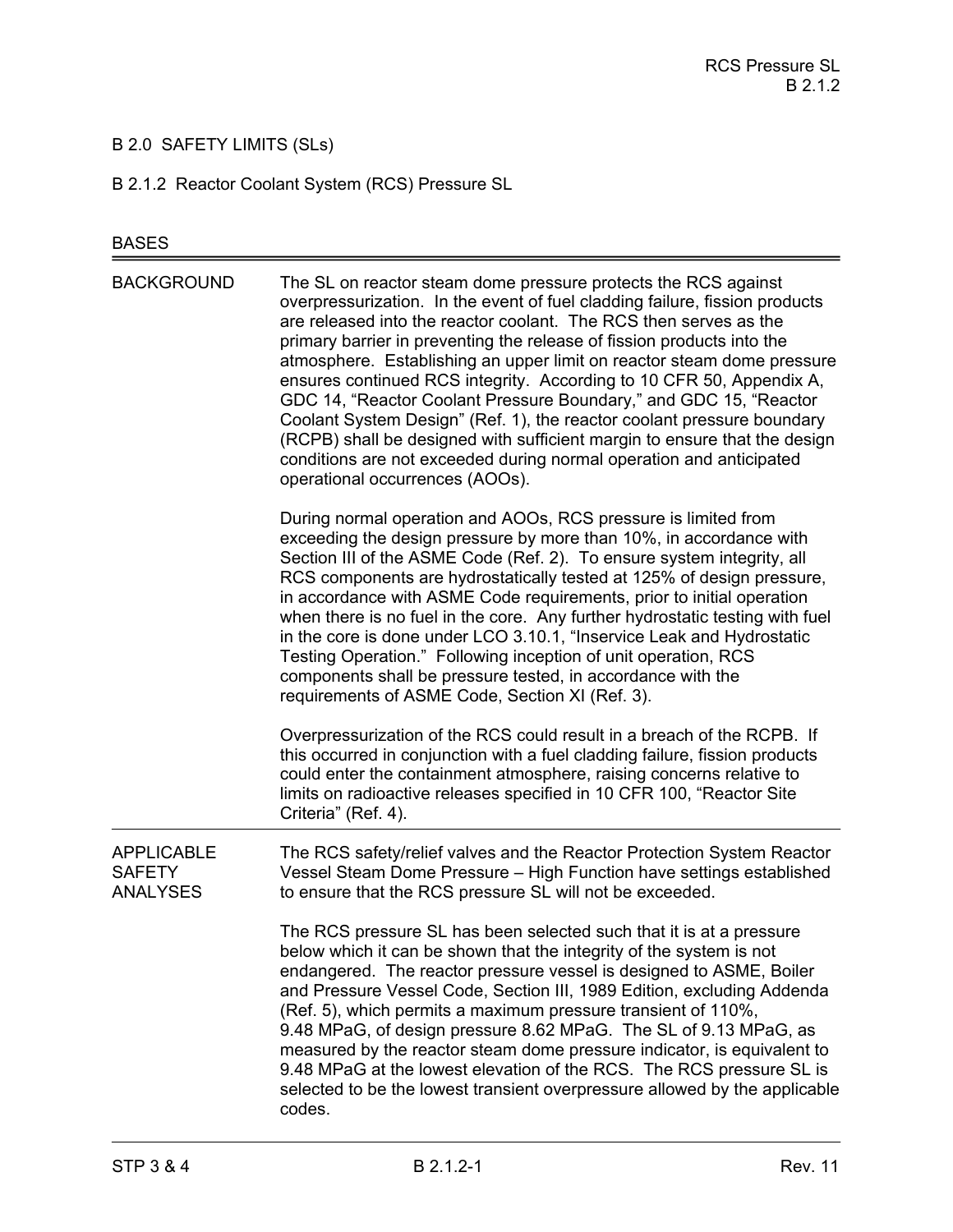## B 2.0 SAFETY LIMITS (SLs)

### B 2.1.2 Reactor Coolant System (RCS) Pressure SL

BASES

| | |
|---|---|
| BACKGROUND | The SL on reactor steam dome pressure protects the RCS against overpressurization. In the event of fuel cladding failure, fission products are released into the reactor coolant. The RCS then serves as the primary barrier in preventing the release of fission products into the atmosphere. Establishing an upper limit on reactor steam dome pressure ensures continued RCS integrity. According to 10 CFR 50, Appendix A, GDC 14, "Reactor Coolant Pressure Boundary," and GDC 15, "Reactor Coolant System Design" (Ref. 1), the reactor coolant pressure boundary (RCPB) shall be designed with sufficient margin to ensure that the design conditions are not exceeded during normal operation and anticipated operational occurrences (AOOs).<br><br>During normal operation and AOOs, RCS pressure is limited from exceeding the design pressure by more than 10%, in accordance with Section III of the ASME Code (Ref. 2). To ensure system integrity, all RCS components are hydrostatically tested at 125% of design pressure, in accordance with ASME Code requirements, prior to initial operation when there is no fuel in the core. Any further hydrostatic testing with fuel in the core is done under LCO 3.10.1, "Inservice Leak and Hydrostatic Testing Operation." Following inception of unit operation, RCS components shall be pressure tested, in accordance with the requirements of ASME Code, Section XI (Ref. 3).<br><br>Overpressurization of the RCS could result in a breach of the RCPB. If this occurred in conjunction with a fuel cladding failure, fission products could enter the containment atmosphere, raising concerns relative to limits on radioactive releases specified in 10 CFR 100, "Reactor Site Criteria" (Ref. 4). |
| APPLICABLE SAFETY ANALYSES | The RCS safety/relief valves and the Reactor Protection System Reactor Vessel Steam Dome Pressure – High Function have settings established to ensure that the RCS pressure SL will not be exceeded.<br><br>The RCS pressure SL has been selected such that it is at a pressure below which it can be shown that the integrity of the system is not endangered. The reactor pressure vessel is designed to ASME, Boiler and Pressure Vessel Code, Section III, 1989 Edition, excluding Addenda (Ref. 5), which permits a maximum pressure transient of 110%, 9.48 MPaG, of design pressure 8.62 MPaG. The SL of 9.13 MPaG, as measured by the reactor steam dome pressure indicator, is equivalent to 9.48 MPaG at the lowest elevation of the RCS. The RCS pressure SL is selected to be the lowest transient overpressure allowed by the applicable codes. |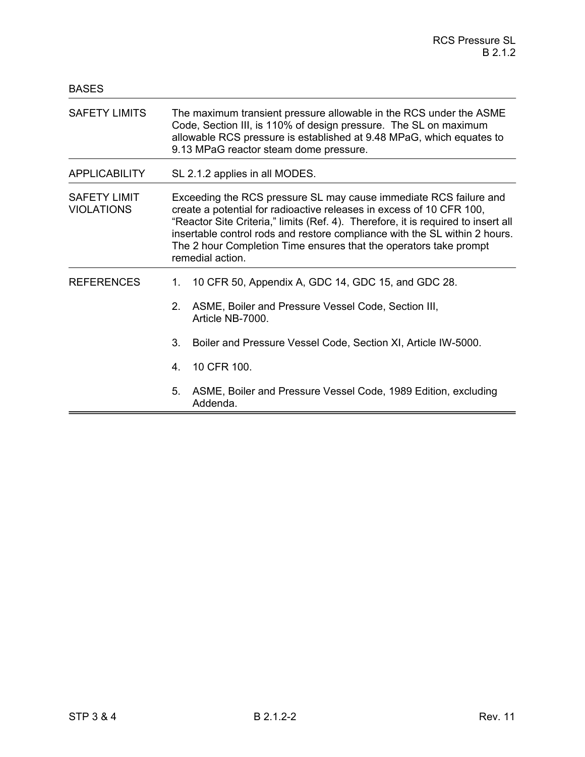BASES

| | |
|---|---|
| SAFETY LIMITS | The maximum transient pressure allowable in the RCS under the ASME Code, Section III, is 110% of design pressure. The SL on maximum allowable RCS pressure is established at 9.48 MPaG, which equates to 9.13 MPaG reactor steam dome pressure. |
| APPLICABILITY | SL 2.1.2 applies in all MODES. |
| SAFETY LIMIT VIOLATIONS | Exceeding the RCS pressure SL may cause immediate RCS failure and create a potential for radioactive releases in excess of 10 CFR 100, "Reactor Site Criteria," limits (Ref. 4). Therefore, it is required to insert all insertable control rods and restore compliance with the SL within 2 hours. The 2 hour Completion Time ensures that the operators take prompt remedial action. |
| REFERENCES | 1. 10 CFR 50, Appendix A, GDC 14, GDC 15, and GDC 28.<br>2. ASME, Boiler and Pressure Vessel Code, Section III, Article NB-7000.<br>3. Boiler and Pressure Vessel Code, Section XI, Article IW-5000.<br>4. 10 CFR 100.<br>5. ASME, Boiler and Pressure Vessel Code, 1989 Edition, excluding Addenda. |